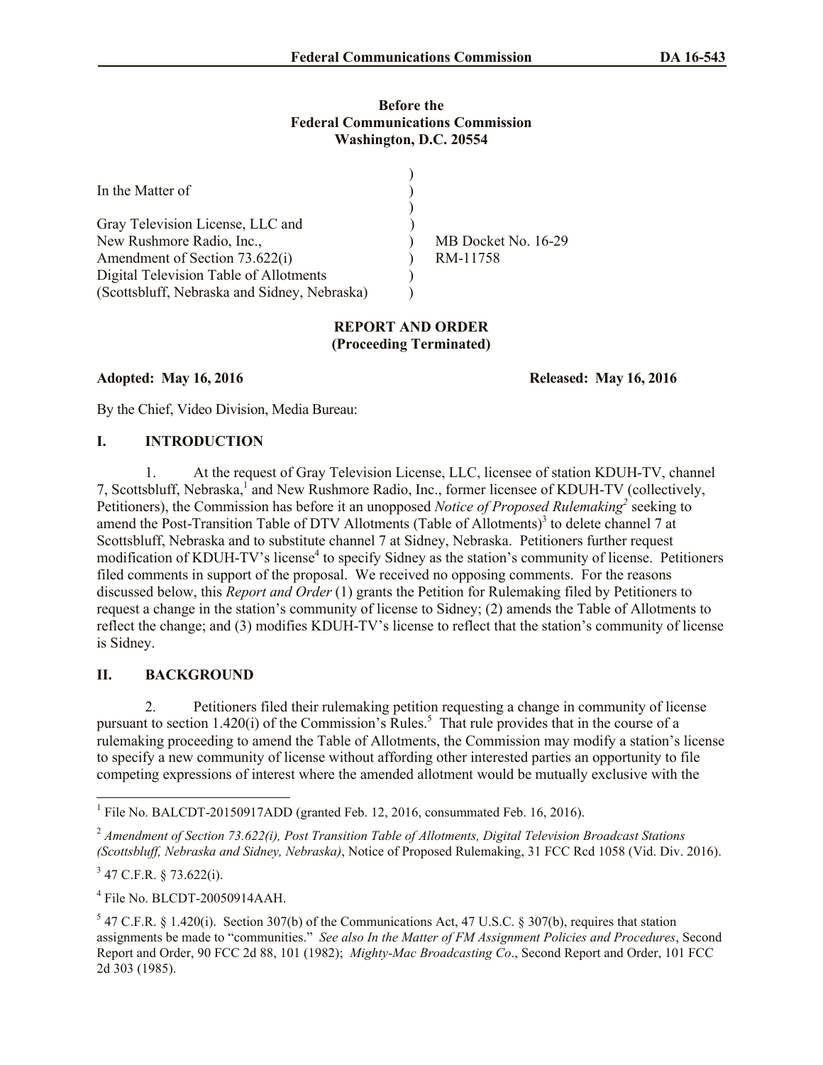**Before the**
**Federal Communications Commission**
**Washington, D.C. 20554**

| | | |
|---|---|---|
| In the Matter of | ) | |
| | ) | |
| Gray Television License, LLC and | ) | |
| New Rushmore Radio, Inc., | ) | MB Docket No. 16-29 |
| Amendment of Section 73.622(i) | ) | RM-11758 |
| Digital Television Table of Allotments | ) | |
| (Scottsbluff, Nebraska and Sidney, Nebraska) | ) | |

**REPORT AND ORDER**
**(Proceeding Terminated)**

**Adopted: May 16, 2016** **Released: May 16, 2016**

By the Chief, Video Division, Media Bureau:

## I. INTRODUCTION

1. At the request of Gray Television License, LLC, licensee of station KDUH-TV, channel 7, Scottsbluff, Nebraska,[1] and New Rushmore Radio, Inc., former licensee of KDUH-TV (collectively, Petitioners), the Commission has before it an unopposed *Notice of Proposed Rulemaking*[2] seeking to amend the Post-Transition Table of DTV Allotments (Table of Allotments)[3] to delete channel 7 at Scottsbluff, Nebraska and to substitute channel 7 at Sidney, Nebraska. Petitioners further request modification of KDUH-TV's license[4] to specify Sidney as the station's community of license. Petitioners filed comments in support of the proposal. We received no opposing comments. For the reasons discussed below, this *Report and Order* (1) grants the Petition for Rulemaking filed by Petitioners to request a change in the station's community of license to Sidney; (2) amends the Table of Allotments to reflect the change; and (3) modifies KDUH-TV's license to reflect that the station's community of license is Sidney.

## II. BACKGROUND

2. Petitioners filed their rulemaking petition requesting a change in community of license pursuant to section 1.420(i) of the Commission's Rules.[5] That rule provides that in the course of a rulemaking proceeding to amend the Table of Allotments, the Commission may modify a station's license to specify a new community of license without affording other interested parties an opportunity to file competing expressions of interest where the amended allotment would be mutually exclusive with the

---

[1] File No. BALCDT-20150917ADD (granted Feb. 12, 2016, consummated Feb. 16, 2016).

[2] *Amendment of Section 73.622(i), Post Transition Table of Allotments, Digital Television Broadcast Stations (Scottsbluff, Nebraska and Sidney, Nebraska)*, Notice of Proposed Rulemaking, 31 FCC Rcd 1058 (Vid. Div. 2016).

[3] 47 C.F.R. § 73.622(i).

[4] File No. BLCDT-20050914AAH.

[5] 47 C.F.R. § 1.420(i). Section 307(b) of the Communications Act, 47 U.S.C. § 307(b), requires that station assignments be made to "communities." *See also In the Matter of FM Assignment Policies and Procedures*, Second Report and Order, 90 FCC 2d 88, 101 (1982); *Mighty-Mac Broadcasting Co*., Second Report and Order, 101 FCC 2d 303 (1985).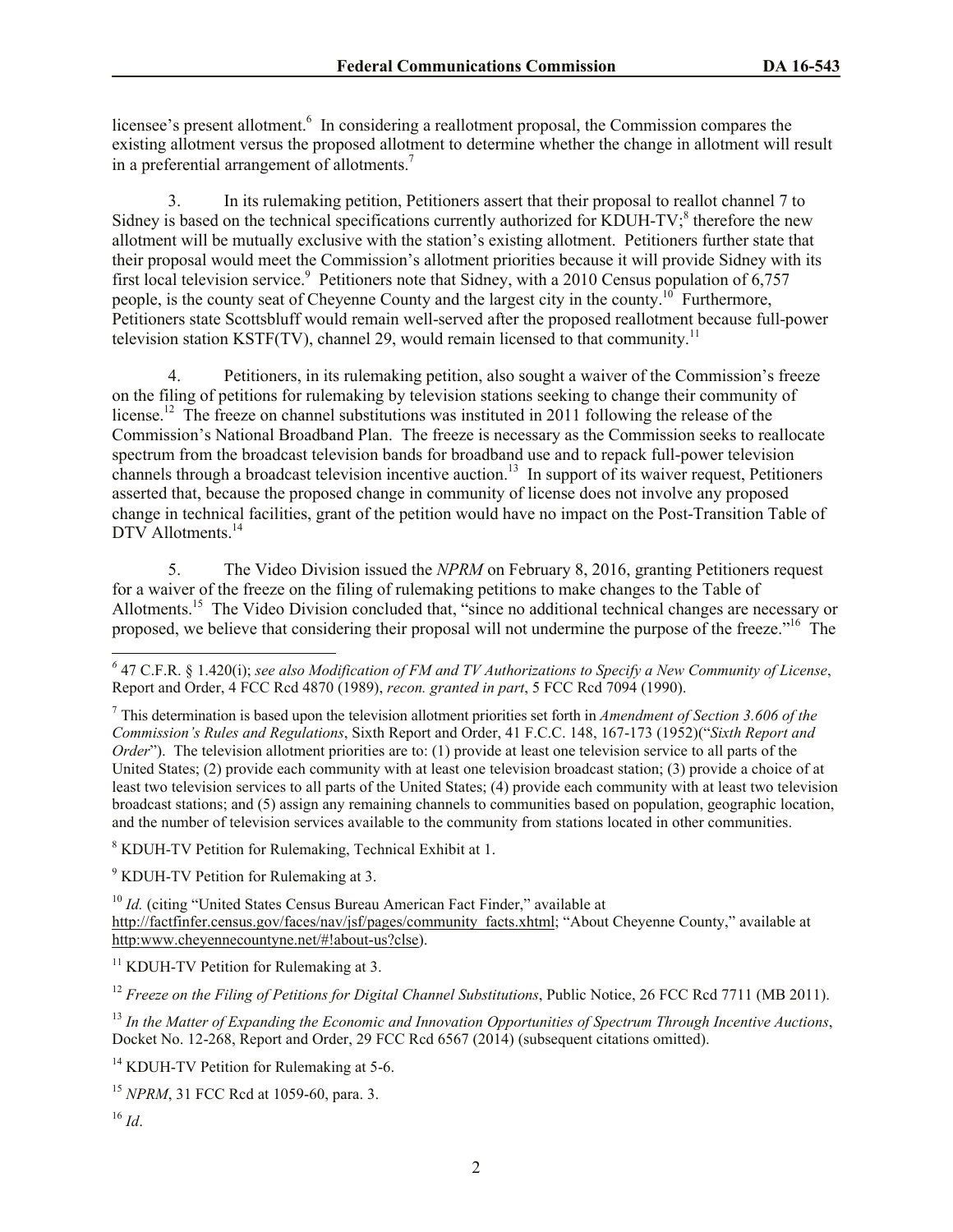licensee's present allotment.[6] In considering a reallotment proposal, the Commission compares the existing allotment versus the proposed allotment to determine whether the change in allotment will result in a preferential arrangement of allotments.[7]

3. In its rulemaking petition, Petitioners assert that their proposal to reallot channel 7 to Sidney is based on the technical specifications currently authorized for KDUH-TV;[8] therefore the new allotment will be mutually exclusive with the station's existing allotment. Petitioners further state that their proposal would meet the Commission's allotment priorities because it will provide Sidney with its first local television service.[9] Petitioners note that Sidney, with a 2010 Census population of 6,757 people, is the county seat of Cheyenne County and the largest city in the county.[10] Furthermore, Petitioners state Scottsbluff would remain well-served after the proposed reallotment because full-power television station KSTF(TV), channel 29, would remain licensed to that community.[11]

4. Petitioners, in its rulemaking petition, also sought a waiver of the Commission's freeze on the filing of petitions for rulemaking by television stations seeking to change their community of license.[12] The freeze on channel substitutions was instituted in 2011 following the release of the Commission's National Broadband Plan. The freeze is necessary as the Commission seeks to reallocate spectrum from the broadcast television bands for broadband use and to repack full-power television channels through a broadcast television incentive auction.[13] In support of its waiver request, Petitioners asserted that, because the proposed change in community of license does not involve any proposed change in technical facilities, grant of the petition would have no impact on the Post-Transition Table of DTV Allotments.[14]

5. The Video Division issued the *NPRM* on February 8, 2016, granting Petitioners request for a waiver of the freeze on the filing of rulemaking petitions to make changes to the Table of Allotments.[15] The Video Division concluded that, "since no additional technical changes are necessary or proposed, we believe that considering their proposal will not undermine the purpose of the freeze."[16] The

---

[6] 47 C.F.R. § 1.420(i); *see also Modification of FM and TV Authorizations to Specify a New Community of License*, Report and Order, 4 FCC Rcd 4870 (1989), *recon. granted in part*, 5 FCC Rcd 7094 (1990).

[7] This determination is based upon the television allotment priorities set forth in *Amendment of Section 3.606 of the Commission's Rules and Regulations*, Sixth Report and Order, 41 F.C.C. 148, 167-173 (1952)("*Sixth Report and Order*"). The television allotment priorities are to: (1) provide at least one television service to all parts of the United States; (2) provide each community with at least one television broadcast station; (3) provide a choice of at least two television services to all parts of the United States; (4) provide each community with at least two television broadcast stations; and (5) assign any remaining channels to communities based on population, geographic location, and the number of television services available to the community from stations located in other communities.

[8] KDUH-TV Petition for Rulemaking, Technical Exhibit at 1.

[9] KDUH-TV Petition for Rulemaking at 3.

[10] *Id.* (citing "United States Census Bureau American Fact Finder," available at http://factfinfer.census.gov/faces/nav/jsf/pages/community_facts.xhtml; "About Cheyenne County," available at http:www.cheyennecountyne.net/#!about-us?clse).

[11] KDUH-TV Petition for Rulemaking at 3.

[12] *Freeze on the Filing of Petitions for Digital Channel Substitutions*, Public Notice, 26 FCC Rcd 7711 (MB 2011).

[13] *In the Matter of Expanding the Economic and Innovation Opportunities of Spectrum Through Incentive Auctions*, Docket No. 12-268, Report and Order, 29 FCC Rcd 6567 (2014) (subsequent citations omitted).

[14] KDUH-TV Petition for Rulemaking at 5-6.

[15] *NPRM*, 31 FCC Rcd at 1059-60, para. 3.

[16] *Id*.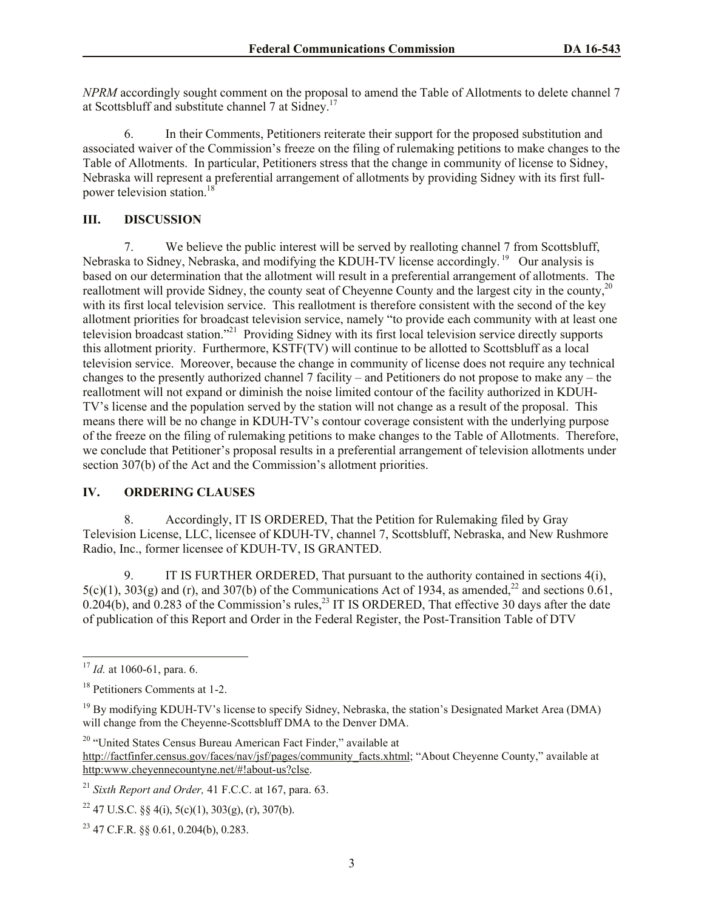*NPRM* accordingly sought comment on the proposal to amend the Table of Allotments to delete channel 7 at Scottsbluff and substitute channel 7 at Sidney.[17]

6. In their Comments, Petitioners reiterate their support for the proposed substitution and associated waiver of the Commission's freeze on the filing of rulemaking petitions to make changes to the Table of Allotments. In particular, Petitioners stress that the change in community of license to Sidney, Nebraska will represent a preferential arrangement of allotments by providing Sidney with its first full-power television station.[18]

## III. DISCUSSION

7. We believe the public interest will be served by reallotting channel 7 from Scottsbluff, Nebraska to Sidney, Nebraska, and modifying the KDUH-TV license accordingly.[19] Our analysis is based on our determination that the allotment will result in a preferential arrangement of allotments. The reallotment will provide Sidney, the county seat of Cheyenne County and the largest city in the county,[20] with its first local television service. This reallotment is therefore consistent with the second of the key allotment priorities for broadcast television service, namely "to provide each community with at least one television broadcast station."[21] Providing Sidney with its first local television service directly supports this allotment priority. Furthermore, KSTF(TV) will continue to be allotted to Scottsbluff as a local television service. Moreover, because the change in community of license does not require any technical changes to the presently authorized channel 7 facility – and Petitioners do not propose to make any – the reallotment will not expand or diminish the noise limited contour of the facility authorized in KDUH-TV's license and the population served by the station will not change as a result of the proposal. This means there will be no change in KDUH-TV's contour coverage consistent with the underlying purpose of the freeze on the filing of rulemaking petitions to make changes to the Table of Allotments. Therefore, we conclude that Petitioner's proposal results in a preferential arrangement of television allotments under section 307(b) of the Act and the Commission's allotment priorities.

## IV. ORDERING CLAUSES

8. Accordingly, IT IS ORDERED, That the Petition for Rulemaking filed by Gray Television License, LLC, licensee of KDUH-TV, channel 7, Scottsbluff, Nebraska, and New Rushmore Radio, Inc., former licensee of KDUH-TV, IS GRANTED.

9. IT IS FURTHER ORDERED, That pursuant to the authority contained in sections 4(i), 5(c)(1), 303(g) and (r), and 307(b) of the Communications Act of 1934, as amended,[22] and sections 0.61, 0.204(b), and 0.283 of the Commission's rules,[23] IT IS ORDERED, That effective 30 days after the date of publication of this Report and Order in the Federal Register, the Post-Transition Table of DTV

---

[17] *Id.* at 1060-61, para. 6.

[18] Petitioners Comments at 1-2.

[19] By modifying KDUH-TV's license to specify Sidney, Nebraska, the station's Designated Market Area (DMA) will change from the Cheyenne-Scottsbluff DMA to the Denver DMA.

[20] "United States Census Bureau American Fact Finder," available at http://factfinfer.census.gov/faces/nav/jsf/pages/community_facts.xhtml; "About Cheyenne County," available at http:www.cheyennecountyne.net/#!about-us?clse.

[21] *Sixth Report and Order,* 41 F.C.C. at 167, para. 63.

[22] 47 U.S.C. §§ 4(i), 5(c)(1), 303(g), (r), 307(b).

[23] 47 C.F.R. §§ 0.61, 0.204(b), 0.283.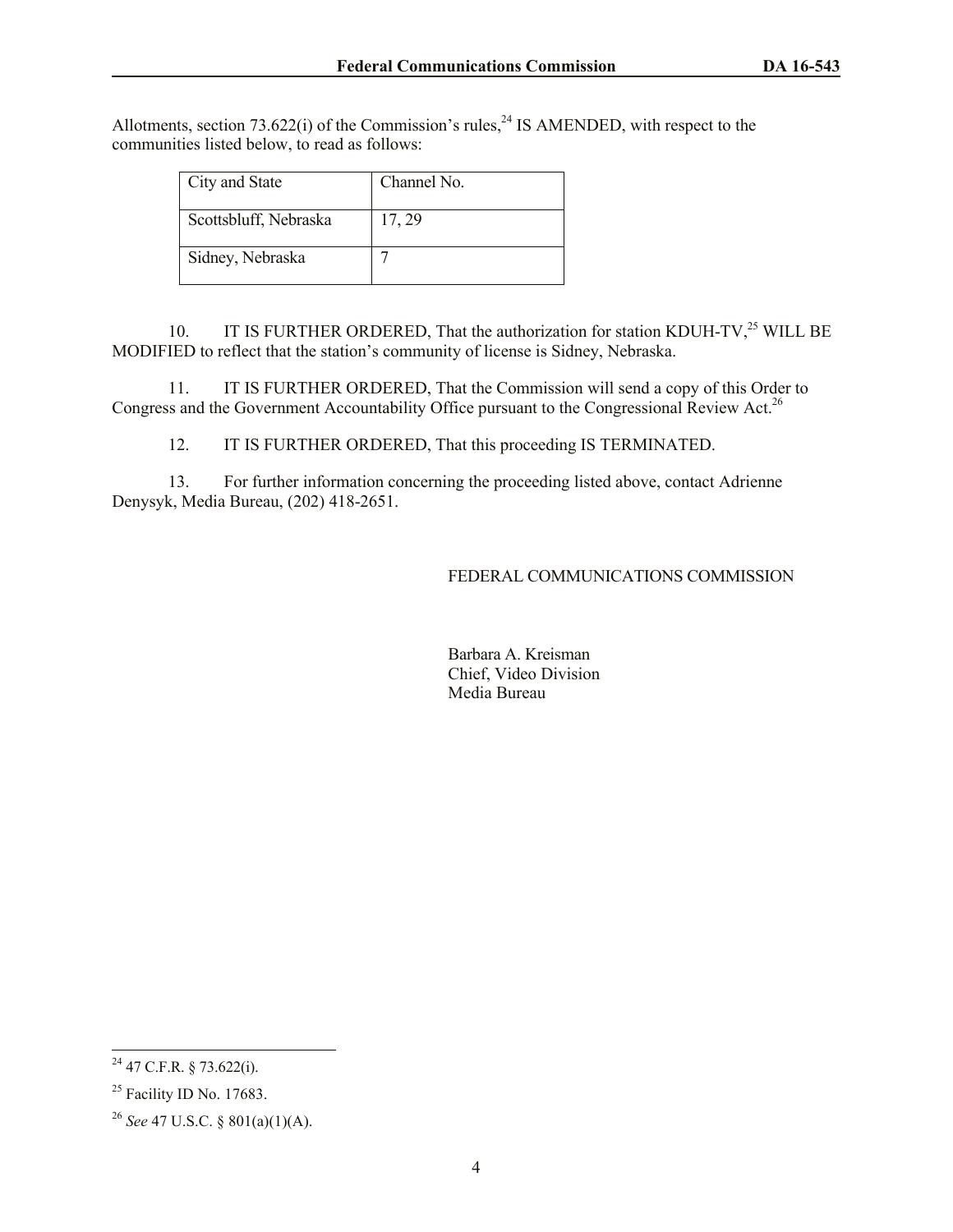Allotments, section 73.622(i) of the Commission's rules,[24] IS AMENDED, with respect to the communities listed below, to read as follows:

| City and State | Channel No. |
|---|---|
| Scottsbluff, Nebraska | 17, 29 |
| Sidney, Nebraska | 7 |

10. IT IS FURTHER ORDERED, That the authorization for station KDUH-TV,[25] WILL BE MODIFIED to reflect that the station's community of license is Sidney, Nebraska.

11. IT IS FURTHER ORDERED, That the Commission will send a copy of this Order to Congress and the Government Accountability Office pursuant to the Congressional Review Act.[26]

12. IT IS FURTHER ORDERED, That this proceeding IS TERMINATED.

13. For further information concerning the proceeding listed above, contact Adrienne Denysyk, Media Bureau, (202) 418-2651.

FEDERAL COMMUNICATIONS COMMISSION

Barbara A. Kreisman
Chief, Video Division
Media Bureau

---

[24] 47 C.F.R. § 73.622(i).

[25] Facility ID No. 17683.

[26] *See* 47 U.S.C. § 801(a)(1)(A).